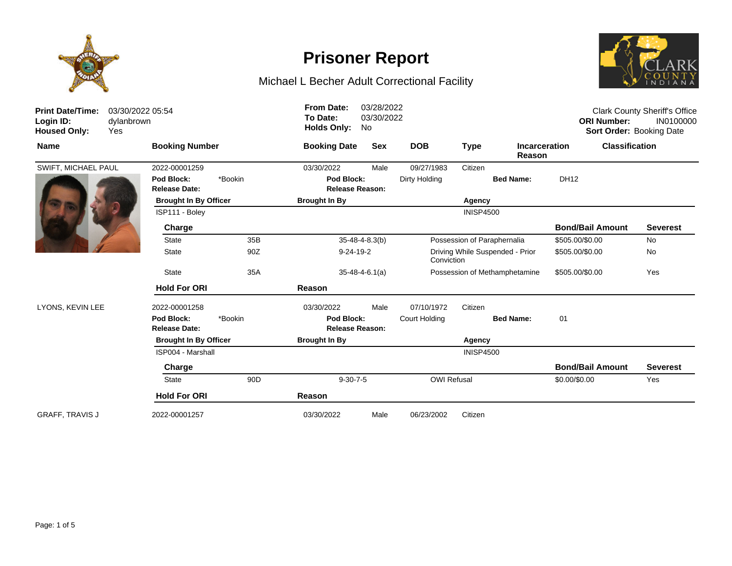# Prisoner Report

## Michael L Becher Adult Correctional Facility

**Print Date/Time:** 03/30/2022 05:54
**Login ID:** dylanbrown
**Housed Only:** Yes

**From Date:** 03/28/2022
**To Date:** 03/30/2022
**Holds Only:** No

Clark County Sheriff's Office
**ORI Number:** IN0100000
**Sort Order:** Booking Date

| Name | Booking Number | Booking Date | Sex | DOB | Type | Incarceration Reason | Classification |
|---|---|---|---|---|---|---|---|
| SWIFT, MICHAEL PAUL | 2022-00001259 | 03/30/2022 | Male | 09/27/1983 | Citizen | | |

**Pod Block:** *Bookin **Pod Block:** Dirty Holding **Bed Name:** DH12
**Release Date:** **Release Reason:**

| Brought In By Officer | Brought In By | Agency |
|---|---|---|
| ISP111 - Boley | | INISP4500 |

| Charge | | | | Bond/Bail Amount | Severest |
|---|---|---|---|---|---|
| State | 35B | 35-48-4-8.3(b) | Possession of Paraphernalia | $505.00/$0.00 | No |
| State | 90Z | 9-24-19-2 | Driving While Suspended - Prior Conviction | $505.00/$0.00 | No |
| State | 35A | 35-48-4-6.1(a) | Possession of Methamphetamine | $505.00/$0.00 | Yes |

| Hold For ORI | Reason |
|---|---|

| Name | Booking Number | Booking Date | Sex | DOB | Type | Incarceration Reason | Classification |
|---|---|---|---|---|---|---|---|
| LYONS, KEVIN LEE | 2022-00001258 | 03/30/2022 | Male | 07/10/1972 | Citizen | | |

**Pod Block:** *Bookin **Pod Block:** Court Holding **Bed Name:** 01
**Release Date:** **Release Reason:**

| Brought In By Officer | Brought In By | Agency |
|---|---|---|
| ISP004 - Marshall | | INISP4500 |

| Charge | | | | Bond/Bail Amount | Severest |
|---|---|---|---|---|---|
| State | 90D | 9-30-7-5 | OWI Refusal | $0.00/$0.00 | Yes |

| Hold For ORI | Reason |
|---|---|

| Name | Booking Number | Booking Date | Sex | DOB | Type | Incarceration Reason | Classification |
|---|---|---|---|---|---|---|---|
| GRAFF, TRAVIS J | 2022-00001257 | 03/30/2022 | Male | 06/23/2002 | Citizen | | |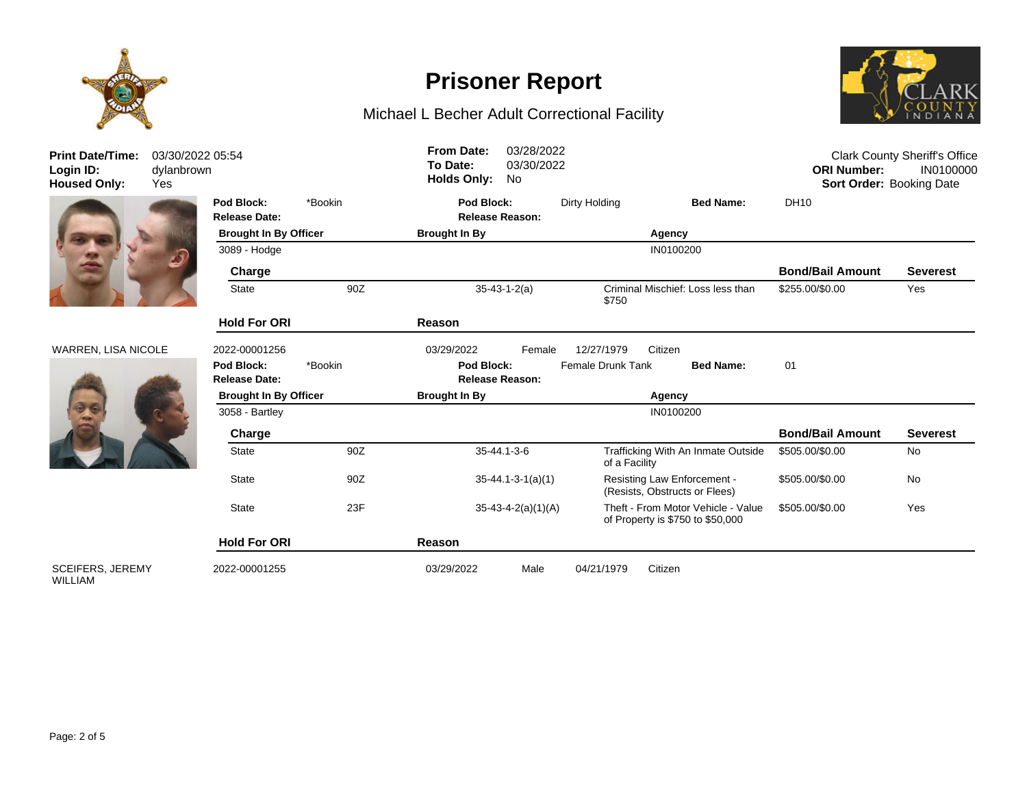# Prisoner Report

## Michael L Becher Adult Correctional Facility

**Print Date/Time:** 03/30/2022 05:54
**Login ID:** dylanbrown
**Housed Only:** Yes

**From Date:** 03/28/2022
**To Date:** 03/30/2022
**Holds Only:** No

Clark County Sheriff's Office
**ORI Number:** IN0100000
**Sort Order:** Booking Date

---

**Pod Block:** *Bookin **Pod Block:** Dirty Holding **Bed Name:** DH10
**Release Date:** **Release Reason:**

| Brought In By Officer | Brought In By | Agency |
|---|---|---|
| 3089 - Hodge | | IN0100200 |

| Charge | | | | Bond/Bail Amount | Severest |
|---|---|---|---|---|---|
| State | 90Z | 35-43-1-2(a) | Criminal Mischief: Loss less than $750 | $255.00/$0.00 | Yes |

| Hold For ORI | Reason |
|---|---|

---

**WARREN, LISA NICOLE** 2022-00001256 03/29/2022 Female 12/27/1979 Citizen

**Pod Block:** *Bookin **Pod Block:** Female Drunk Tank **Bed Name:** 01
**Release Date:** **Release Reason:**

| Brought In By Officer | Brought In By | Agency |
|---|---|---|
| 3058 - Bartley | | IN0100200 |

| Charge | | | | Bond/Bail Amount | Severest |
|---|---|---|---|---|---|
| State | 90Z | 35-44.1-3-6 | Trafficking With An Inmate Outside of a Facility | $505.00/$0.00 | No |
| State | 90Z | 35-44.1-3-1(a)(1) | Resisting Law Enforcement - (Resists, Obstructs or Flees) | $505.00/$0.00 | No |
| State | 23F | 35-43-4-2(a)(1)(A) | Theft - From Motor Vehicle - Value of Property is $750 to $50,000 | $505.00/$0.00 | Yes |

| Hold For ORI | Reason |
|---|---|

---

**SCEIFERS, JEREMY WILLIAM** 2022-00001255 03/29/2022 Male 04/21/1979 Citizen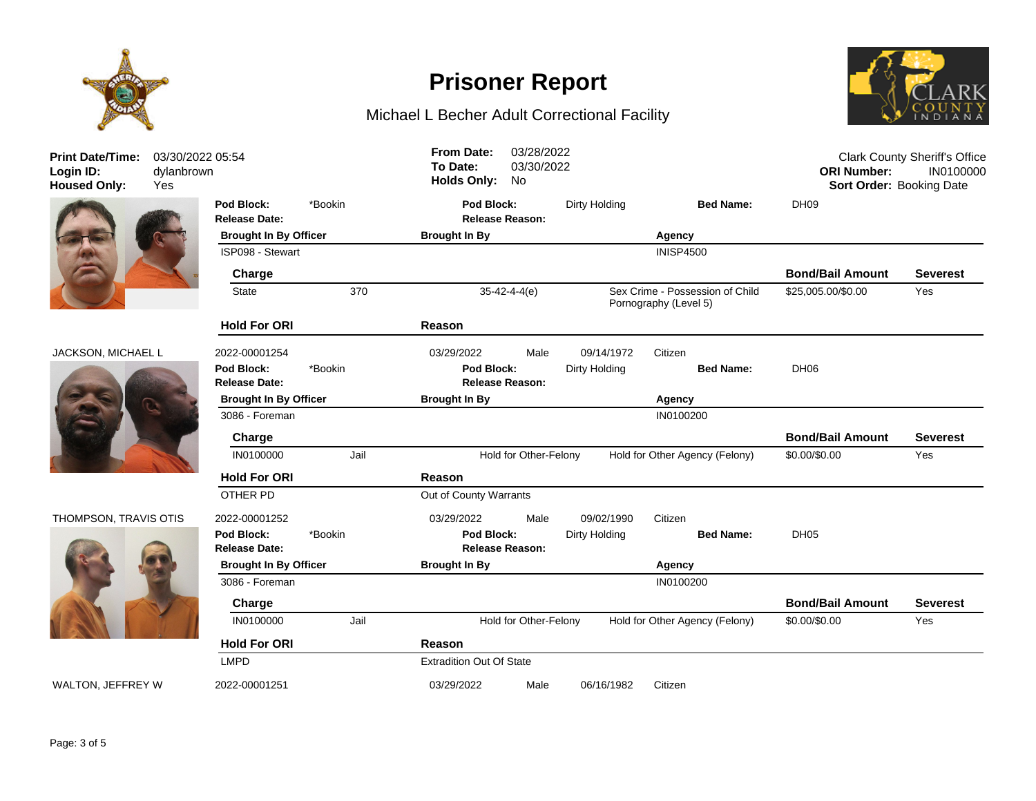# Prisoner Report

## Michael L Becher Adult Correctional Facility

**Print Date/Time:** 03/30/2022 05:54
**Login ID:** dylanbrown
**Housed Only:** Yes

**From Date:** 03/28/2022
**To Date:** 03/30/2022
**Holds Only:** No

Clark County Sheriff's Office
**ORI Number:** IN0100000
**Sort Order:** Booking Date

---

**Pod Block:** *Bookin | **Pod Block:** Dirty Holding | **Bed Name:** DH09
**Release Date:** | **Release Reason:**

| Brought In By Officer | Brought In By | Agency |
|---|---|---|
| ISP098 - Stewart | | INISP4500 |

| Charge | | | | Bond/Bail Amount | Severest |
|---|---|---|---|---|---|
| State | 370 | 35-42-4-4(e) | Sex Crime - Possession of Child Pornography (Level 5) | $25,005.00/$0.00 | Yes |

| Hold For ORI | Reason |
|---|---|
| | |

---

JACKSON, MICHAEL L | 2022-00001254 | 03/29/2022 | Male | 09/14/1972 | Citizen

**Pod Block:** *Bookin | **Pod Block:** Dirty Holding | **Bed Name:** DH06
**Release Date:** | **Release Reason:**

| Brought In By Officer | Brought In By | Agency |
|---|---|---|
| 3086 - Foreman | | IN0100200 |

| Charge | | | | Bond/Bail Amount | Severest |
|---|---|---|---|---|---|
| IN0100000 | Jail | Hold for Other-Felony | Hold for Other Agency (Felony) | $0.00/$0.00 | Yes |

| Hold For ORI | Reason |
|---|---|
| OTHER PD | Out of County Warrants |

---

THOMPSON, TRAVIS OTIS | 2022-00001252 | 03/29/2022 | Male | 09/02/1990 | Citizen

**Pod Block:** *Bookin | **Pod Block:** Dirty Holding | **Bed Name:** DH05
**Release Date:** | **Release Reason:**

| Brought In By Officer | Brought In By | Agency |
|---|---|---|
| 3086 - Foreman | | IN0100200 |

| Charge | | | | Bond/Bail Amount | Severest |
|---|---|---|---|---|---|
| IN0100000 | Jail | Hold for Other-Felony | Hold for Other Agency (Felony) | $0.00/$0.00 | Yes |

| Hold For ORI | Reason |
|---|---|
| LMPD | Extradition Out Of State |

---

WALTON, JEFFREY W | 2022-00001251 | 03/29/2022 | Male | 06/16/1982 | Citizen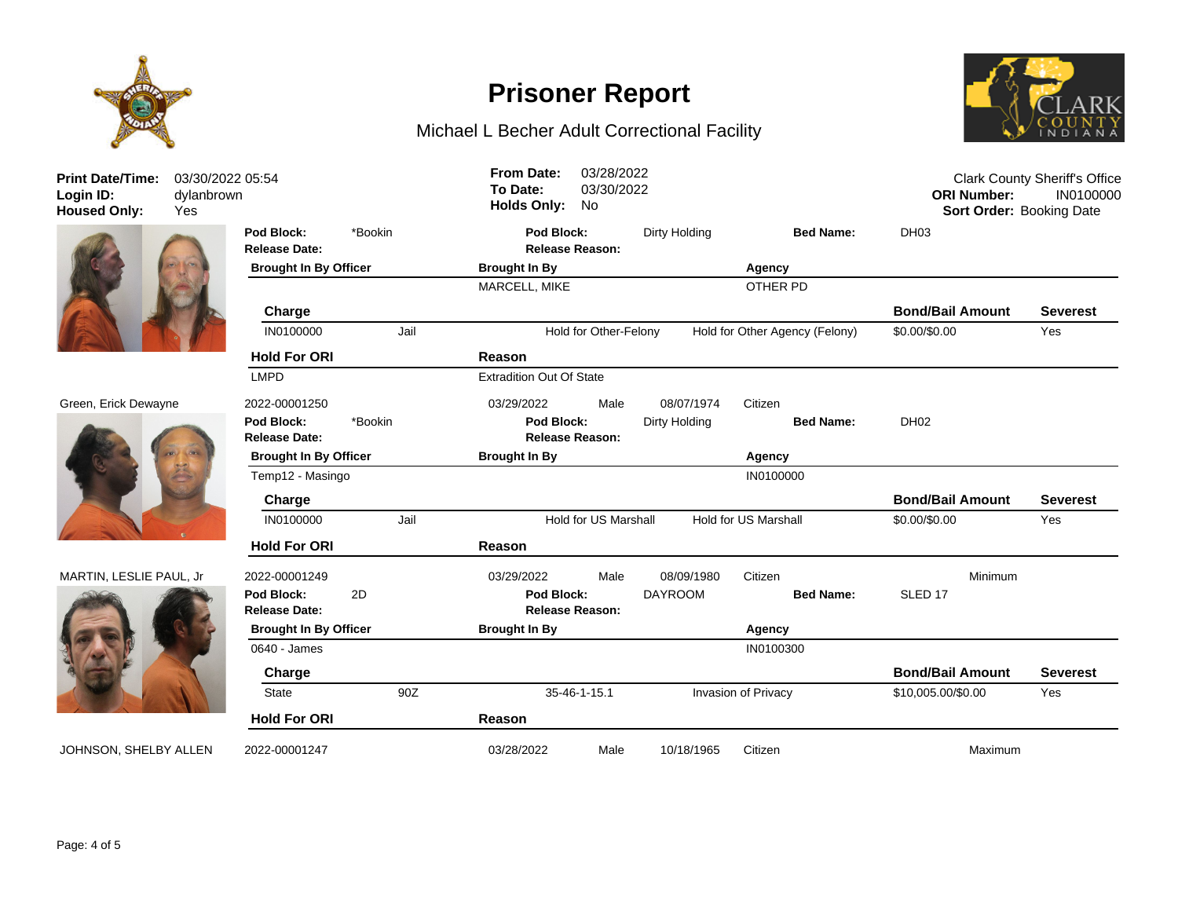# Prisoner Report

Michael L Becher Adult Correctional Facility

**Print Date/Time:** 03/30/2022 05:54
**Login ID:** dylanbrown
**Housed Only:** Yes

**From Date:** 03/28/2022
**To Date:** 03/30/2022
**Holds Only:** No

Clark County Sheriff's Office
**ORI Number:** IN0100000
**Sort Order:** Booking Date

---

**Pod Block:** *Bookin | **Pod Block:** Dirty Holding | **Bed Name:** DH03
**Release Date:** | **Release Reason:**

| Brought In By Officer | Brought In By | Agency |
|---|---|---|
| | MARCELL, MIKE | OTHER PD |

| Charge | | | | Bond/Bail Amount | Severest |
|---|---|---|---|---|---|
| IN0100000 | Jail | Hold for Other-Felony | Hold for Other Agency (Felony) | $0.00/$0.00 | Yes |

| Hold For ORI | Reason |
|---|---|
| LMPD | Extradition Out Of State |

---

**Green, Erick Dewayne** | 2022-00001250 | 03/29/2022 | Male | 08/07/1974 | Citizen

**Pod Block:** *Bookin | **Pod Block:** Dirty Holding | **Bed Name:** DH02
**Release Date:** | **Release Reason:**

| Brought In By Officer | Brought In By | Agency |
|---|---|---|
| Temp12 - Masingo | | IN0100000 |

| Charge | | | | Bond/Bail Amount | Severest |
|---|---|---|---|---|---|
| IN0100000 | Jail | Hold for US Marshall | Hold for US Marshall | $0.00/$0.00 | Yes |

| Hold For ORI | Reason |
|---|---|

---

**MARTIN, LESLIE PAUL, Jr** | 2022-00001249 | 03/29/2022 | Male | 08/09/1980 | Citizen | Minimum

**Pod Block:** 2D | **Pod Block:** DAYROOM | **Bed Name:** SLED 17
**Release Date:** | **Release Reason:**

| Brought In By Officer | Brought In By | Agency |
|---|---|---|
| 0640 - James | | IN0100300 |

| Charge | | | | Bond/Bail Amount | Severest |
|---|---|---|---|---|---|
| State | 90Z | 35-46-1-15.1 | Invasion of Privacy | $10,005.00/$0.00 | Yes |

| Hold For ORI | Reason |
|---|---|

---

**JOHNSON, SHELBY ALLEN** | 2022-00001247 | 03/28/2022 | Male | 10/18/1965 | Citizen | Maximum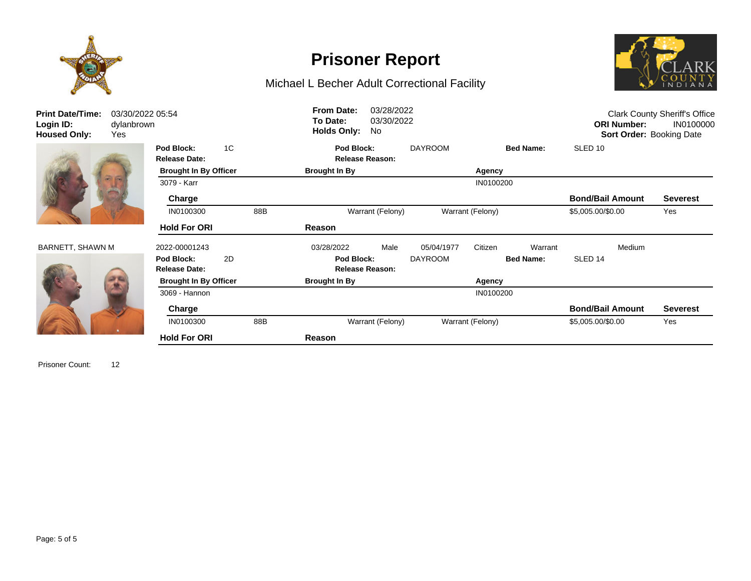# Prisoner Report

Michael L Becher Adult Correctional Facility

**Print Date/Time:** 03/30/2022 05:54
**Login ID:** dylanbrown
**Housed Only:** Yes

**From Date:** 03/28/2022
**To Date:** 03/30/2022
**Holds Only:** No

Clark County Sheriff's Office
**ORI Number:** IN0100000
**Sort Order:** Booking Date

**Pod Block:** 1C **Pod Block:** DAYROOM **Bed Name:** SLED 10
**Release Date:** **Release Reason:**

| Brought In By Officer | Brought In By | Agency |
|---|---|---|
| 3079 - Karr | | IN0100200 |

| Charge | | | | Bond/Bail Amount | Severest |
|---|---|---|---|---|---|
| IN0100300 | 88B | Warrant (Felony) | Warrant (Felony) | $5,005.00/$0.00 | Yes |

| Hold For ORI | Reason |
|---|---|

BARNETT, SHAWN M

| | | | | | | |
|---|---|---|---|---|---|---|
| 2022-00001243 | 03/28/2022 | Male | 05/04/1977 | Citizen | Warrant | Medium |

**Pod Block:** 2D **Pod Block:** DAYROOM **Bed Name:** SLED 14
**Release Date:** **Release Reason:**

| Brought In By Officer | Brought In By | Agency |
|---|---|---|
| 3069 - Hannon | | IN0100200 |

| Charge | | | | Bond/Bail Amount | Severest |
|---|---|---|---|---|---|
| IN0100300 | 88B | Warrant (Felony) | Warrant (Felony) | $5,005.00/$0.00 | Yes |

| Hold For ORI | Reason |
|---|---|

Prisoner Count: 12